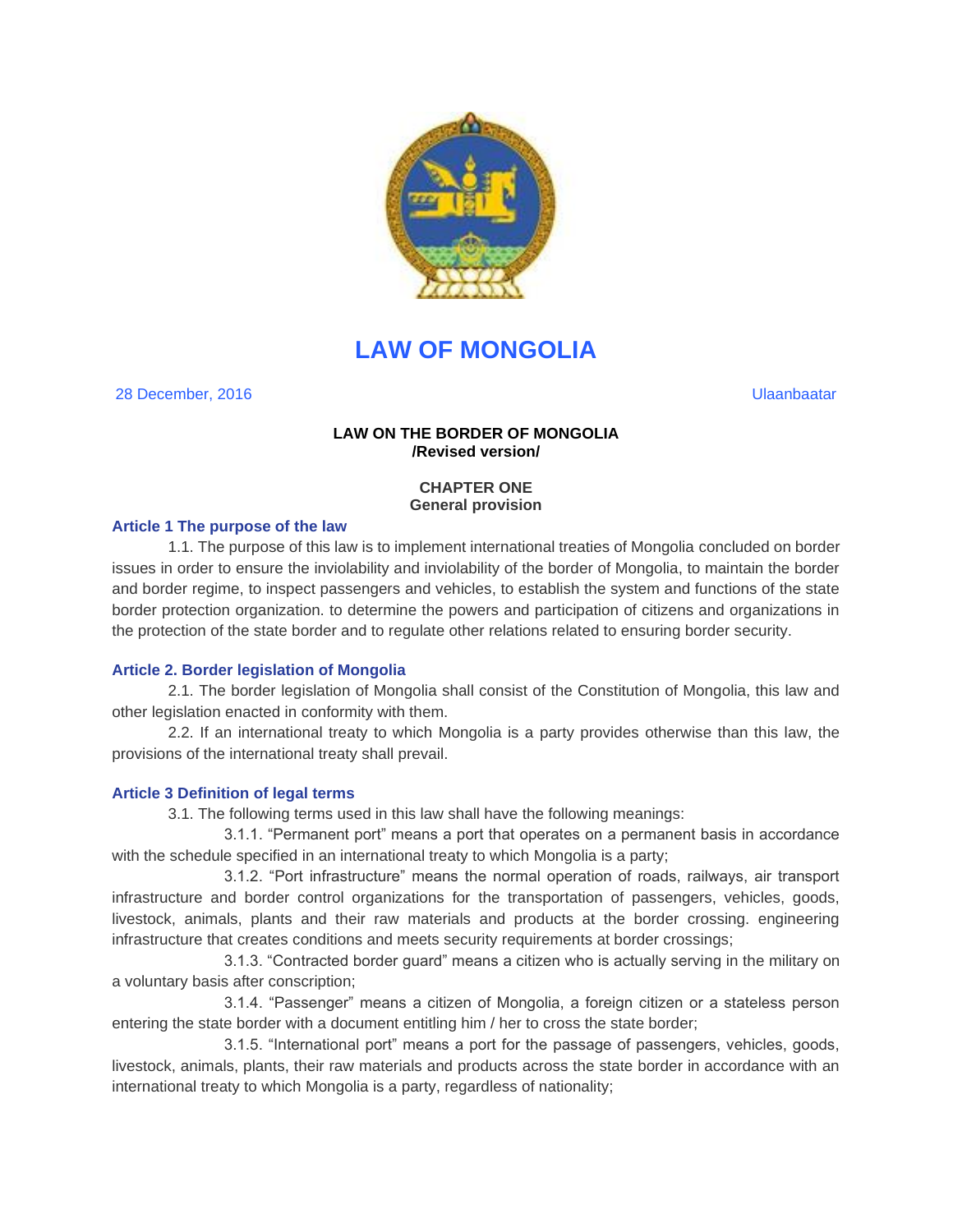# LAW OF MONGOLIA

28 December, 2016 Ulaanbaatar

**LAW ON THE BORDER OF MONGOLIA**
**/Revised version/**

## CHAPTER ONE
## General provision

### Article 1 The purpose of the law

1.1. The purpose of this law is to implement international treaties of Mongolia concluded on border issues in order to ensure the inviolability and inviolability of the border of Mongolia, to maintain the border and border regime, to inspect passengers and vehicles, to establish the system and functions of the state border protection organization. to determine the powers and participation of citizens and organizations in the protection of the state border and to regulate other relations related to ensuring border security.

### Article 2. Border legislation of Mongolia

2.1. The border legislation of Mongolia shall consist of the Constitution of Mongolia, this law and other legislation enacted in conformity with them.

2.2. If an international treaty to which Mongolia is a party provides otherwise than this law, the provisions of the international treaty shall prevail.

### Article 3 Definition of legal terms

3.1. The following terms used in this law shall have the following meanings:

3.1.1. "Permanent port" means a port that operates on a permanent basis in accordance with the schedule specified in an international treaty to which Mongolia is a party;

3.1.2. "Port infrastructure" means the normal operation of roads, railways, air transport infrastructure and border control organizations for the transportation of passengers, vehicles, goods, livestock, animals, plants and their raw materials and products at the border crossing. engineering infrastructure that creates conditions and meets security requirements at border crossings;

3.1.3. "Contracted border guard" means a citizen who is actually serving in the military on a voluntary basis after conscription;

3.1.4. "Passenger" means a citizen of Mongolia, a foreign citizen or a stateless person entering the state border with a document entitling him / her to cross the state border;

3.1.5. "International port" means a port for the passage of passengers, vehicles, goods, livestock, animals, plants, their raw materials and products across the state border in accordance with an international treaty to which Mongolia is a party, regardless of nationality;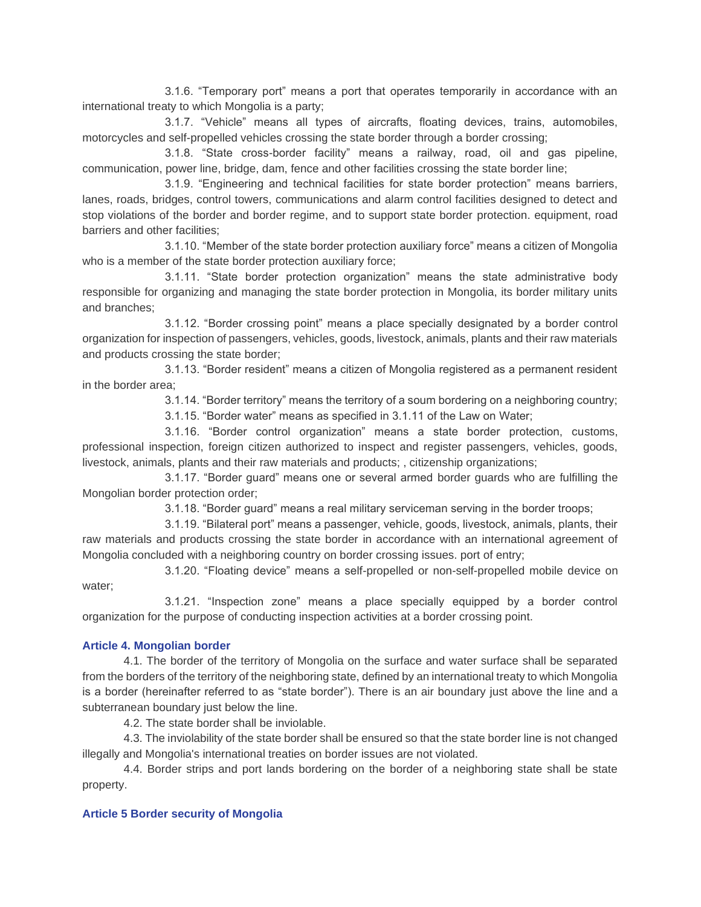3.1.6. “Temporary port” means a port that operates temporarily in accordance with an international treaty to which Mongolia is a party;

3.1.7. “Vehicle” means all types of aircrafts, floating devices, trains, automobiles, motorcycles and self-propelled vehicles crossing the state border through a border crossing;

3.1.8. “State cross-border facility” means a railway, road, oil and gas pipeline, communication, power line, bridge, dam, fence and other facilities crossing the state border line;

3.1.9. “Engineering and technical facilities for state border protection” means barriers, lanes, roads, bridges, control towers, communications and alarm control facilities designed to detect and stop violations of the border and border regime, and to support state border protection. equipment, road barriers and other facilities;

3.1.10. “Member of the state border protection auxiliary force” means a citizen of Mongolia who is a member of the state border protection auxiliary force;

3.1.11. “State border protection organization” means the state administrative body responsible for organizing and managing the state border protection in Mongolia, its border military units and branches;

3.1.12. “Border crossing point” means a place specially designated by a border control organization for inspection of passengers, vehicles, goods, livestock, animals, plants and their raw materials and products crossing the state border;

3.1.13. “Border resident” means a citizen of Mongolia registered as a permanent resident in the border area;

3.1.14. “Border territory” means the territory of a soum bordering on a neighboring country;

3.1.15. “Border water” means as specified in 3.1.11 of the Law on Water;

3.1.16. “Border control organization” means a state border protection, customs, professional inspection, foreign citizen authorized to inspect and register passengers, vehicles, goods, livestock, animals, plants and their raw materials and products; , citizenship organizations;

3.1.17. “Border guard” means one or several armed border guards who are fulfilling the Mongolian border protection order;

3.1.18. “Border guard” means a real military serviceman serving in the border troops;

3.1.19. “Bilateral port” means a passenger, vehicle, goods, livestock, animals, plants, their raw materials and products crossing the state border in accordance with an international agreement of Mongolia concluded with a neighboring country on border crossing issues. port of entry;

3.1.20. “Floating device” means a self-propelled or non-self-propelled mobile device on water;

3.1.21. “Inspection zone” means a place specially equipped by a border control organization for the purpose of conducting inspection activities at a border crossing point.

### Article 4. Mongolian border

4.1. The border of the territory of Mongolia on the surface and water surface shall be separated from the borders of the territory of the neighboring state, defined by an international treaty to which Mongolia is a border (hereinafter referred to as “state border”). There is an air boundary just above the line and a subterranean boundary just below the line.

4.2. The state border shall be inviolable.

4.3. The inviolability of the state border shall be ensured so that the state border line is not changed illegally and Mongolia's international treaties on border issues are not violated.

4.4. Border strips and port lands bordering on the border of a neighboring state shall be state property.

### Article 5 Border security of Mongolia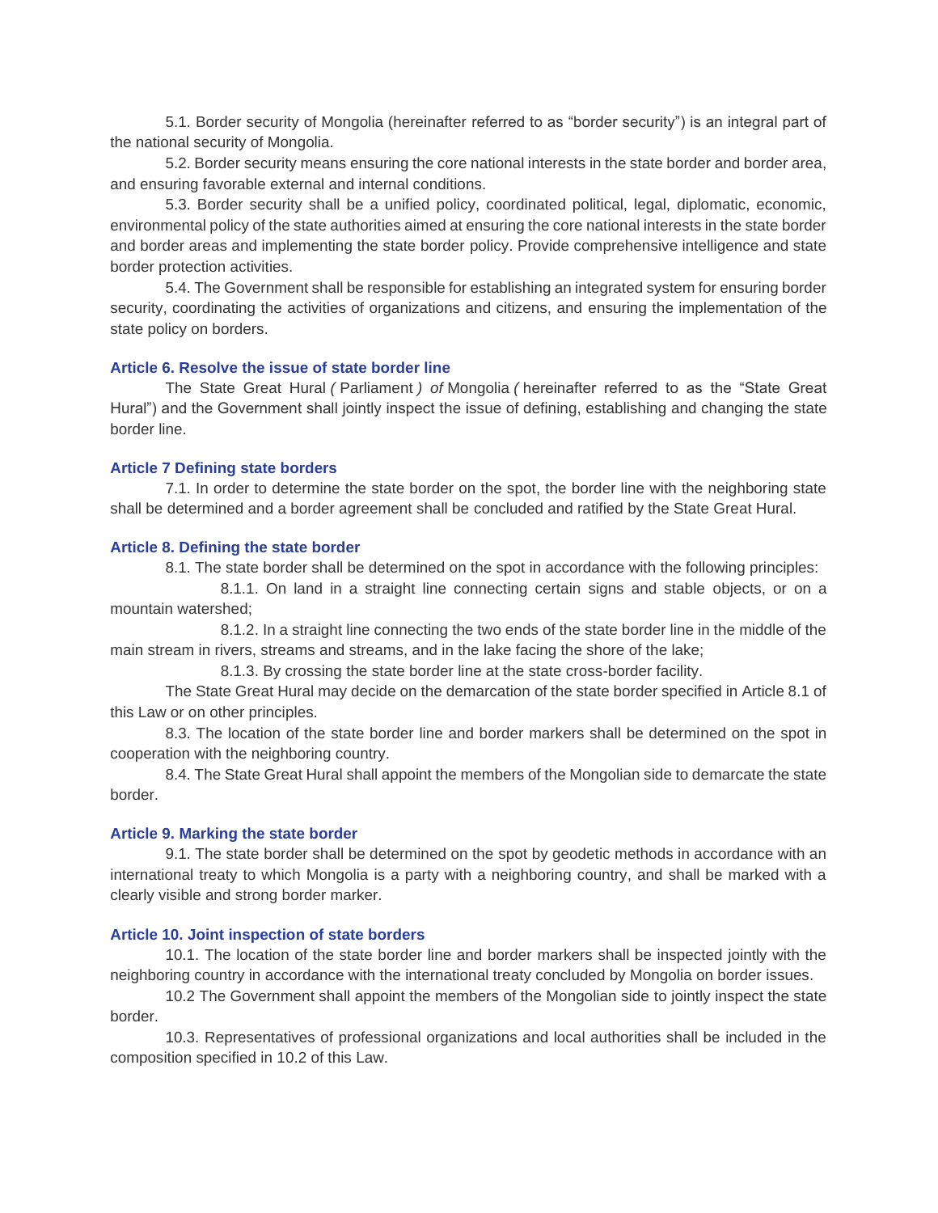5.1. Border security of Mongolia (hereinafter referred to as "border security") is an integral part of the national security of Mongolia.

5.2. Border security means ensuring the core national interests in the state border and border area, and ensuring favorable external and internal conditions.

5.3. Border security shall be a unified policy, coordinated political, legal, diplomatic, economic, environmental policy of the state authorities aimed at ensuring the core national interests in the state border and border areas and implementing the state border policy. Provide comprehensive intelligence and state border protection activities.

5.4. The Government shall be responsible for establishing an integrated system for ensuring border security, coordinating the activities of organizations and citizens, and ensuring the implementation of the state policy on borders.

### Article 6. Resolve the issue of state border line

The State Great Hural *(* Parliament *) of* Mongolia *(* hereinafter referred to as the "State Great Hural") and the Government shall jointly inspect the issue of defining, establishing and changing the state border line.

### Article 7 Defining state borders

7.1. In order to determine the state border on the spot, the border line with the neighboring state shall be determined and a border agreement shall be concluded and ratified by the State Great Hural.

### Article 8. Defining the state border

8.1. The state border shall be determined on the spot in accordance with the following principles:

8.1.1. On land in a straight line connecting certain signs and stable objects, or on a mountain watershed;

8.1.2. In a straight line connecting the two ends of the state border line in the middle of the main stream in rivers, streams and streams, and in the lake facing the shore of the lake;

8.1.3. By crossing the state border line at the state cross-border facility.

The State Great Hural may decide on the demarcation of the state border specified in Article 8.1 of this Law or on other principles.

8.3. The location of the state border line and border markers shall be determined on the spot in cooperation with the neighboring country.

8.4. The State Great Hural shall appoint the members of the Mongolian side to demarcate the state border.

### Article 9. Marking the state border

9.1. The state border shall be determined on the spot by geodetic methods in accordance with an international treaty to which Mongolia is a party with a neighboring country, and shall be marked with a clearly visible and strong border marker.

### Article 10. Joint inspection of state borders

10.1. The location of the state border line and border markers shall be inspected jointly with the neighboring country in accordance with the international treaty concluded by Mongolia on border issues.

10.2 The Government shall appoint the members of the Mongolian side to jointly inspect the state border.

10.3. Representatives of professional organizations and local authorities shall be included in the composition specified in 10.2 of this Law.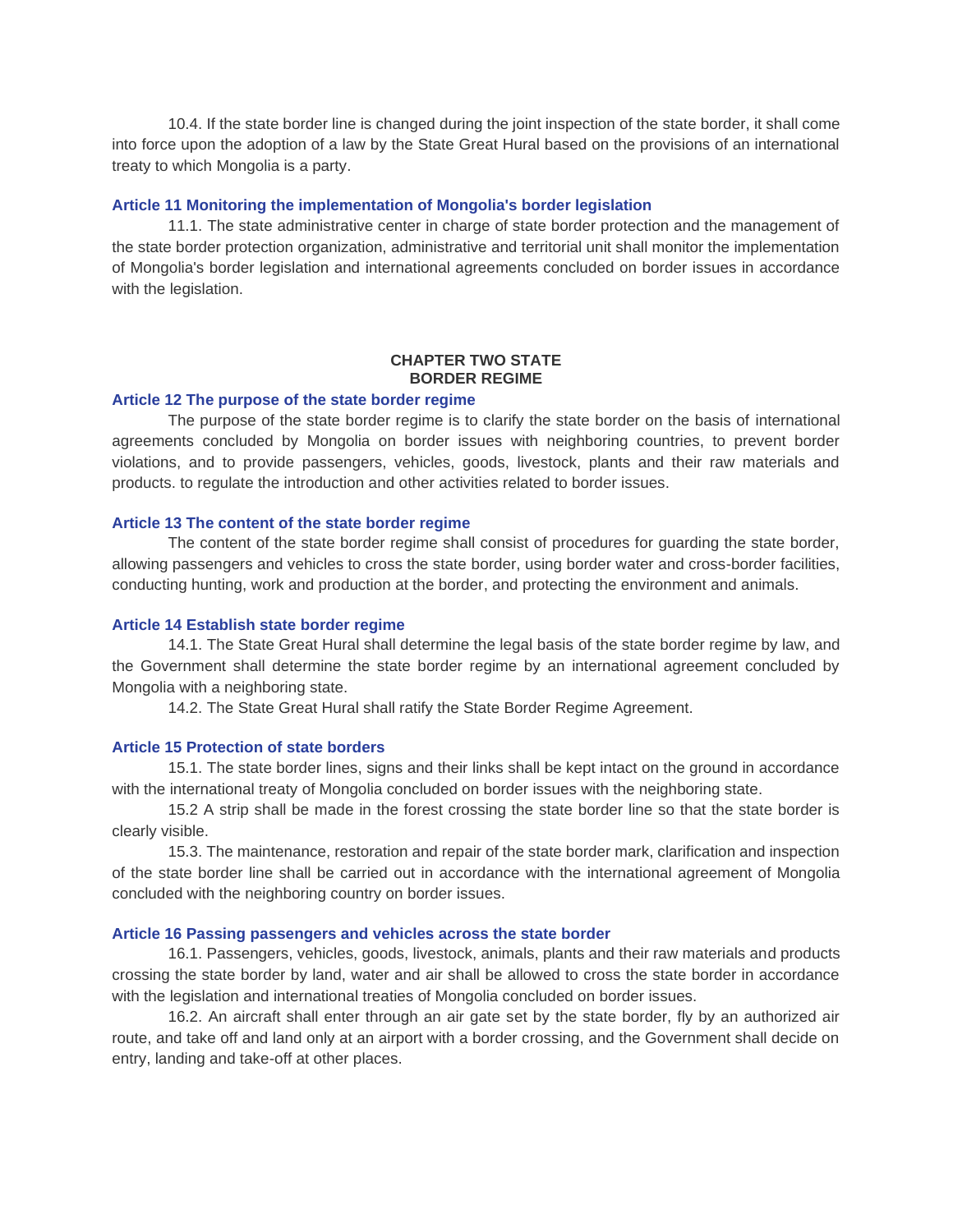10.4. If the state border line is changed during the joint inspection of the state border, it shall come into force upon the adoption of a law by the State Great Hural based on the provisions of an international treaty to which Mongolia is a party.

### Article 11 Monitoring the implementation of Mongolia's border legislation

11.1. The state administrative center in charge of state border protection and the management of the state border protection organization, administrative and territorial unit shall monitor the implementation of Mongolia's border legislation and international agreements concluded on border issues in accordance with the legislation.

## CHAPTER TWO STATE BORDER REGIME

### Article 12 The purpose of the state border regime

The purpose of the state border regime is to clarify the state border on the basis of international agreements concluded by Mongolia on border issues with neighboring countries, to prevent border violations, and to provide passengers, vehicles, goods, livestock, plants and their raw materials and products. to regulate the introduction and other activities related to border issues.

### Article 13 The content of the state border regime

The content of the state border regime shall consist of procedures for guarding the state border, allowing passengers and vehicles to cross the state border, using border water and cross-border facilities, conducting hunting, work and production at the border, and protecting the environment and animals.

### Article 14 Establish state border regime

14.1. The State Great Hural shall determine the legal basis of the state border regime by law, and the Government shall determine the state border regime by an international agreement concluded by Mongolia with a neighboring state.

14.2. The State Great Hural shall ratify the State Border Regime Agreement.

### Article 15 Protection of state borders

15.1. The state border lines, signs and their links shall be kept intact on the ground in accordance with the international treaty of Mongolia concluded on border issues with the neighboring state.

15.2 A strip shall be made in the forest crossing the state border line so that the state border is clearly visible.

15.3. The maintenance, restoration and repair of the state border mark, clarification and inspection of the state border line shall be carried out in accordance with the international agreement of Mongolia concluded with the neighboring country on border issues.

### Article 16 Passing passengers and vehicles across the state border

16.1. Passengers, vehicles, goods, livestock, animals, plants and their raw materials and products crossing the state border by land, water and air shall be allowed to cross the state border in accordance with the legislation and international treaties of Mongolia concluded on border issues.

16.2. An aircraft shall enter through an air gate set by the state border, fly by an authorized air route, and take off and land only at an airport with a border crossing, and the Government shall decide on entry, landing and take-off at other places.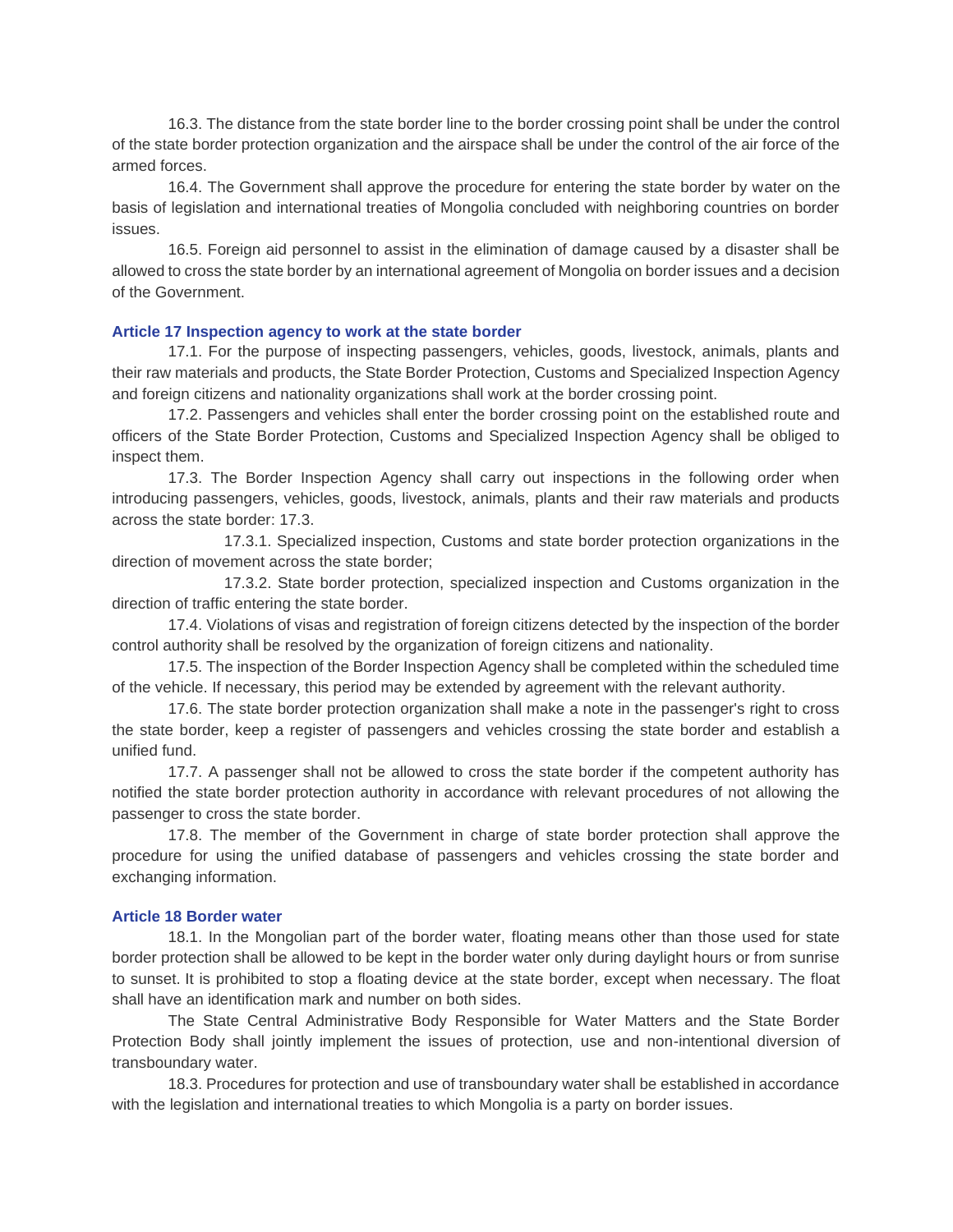16.3. The distance from the state border line to the border crossing point shall be under the control of the state border protection organization and the airspace shall be under the control of the air force of the armed forces.

16.4. The Government shall approve the procedure for entering the state border by water on the basis of legislation and international treaties of Mongolia concluded with neighboring countries on border issues.

16.5. Foreign aid personnel to assist in the elimination of damage caused by a disaster shall be allowed to cross the state border by an international agreement of Mongolia on border issues and a decision of the Government.

### Article 17 Inspection agency to work at the state border

17.1. For the purpose of inspecting passengers, vehicles, goods, livestock, animals, plants and their raw materials and products, the State Border Protection, Customs and Specialized Inspection Agency and foreign citizens and nationality organizations shall work at the border crossing point.

17.2. Passengers and vehicles shall enter the border crossing point on the established route and officers of the State Border Protection, Customs and Specialized Inspection Agency shall be obliged to inspect them.

17.3. The Border Inspection Agency shall carry out inspections in the following order when introducing passengers, vehicles, goods, livestock, animals, plants and their raw materials and products across the state border: 17.3.

17.3.1. Specialized inspection, Customs and state border protection organizations in the direction of movement across the state border;

17.3.2. State border protection, specialized inspection and Customs organization in the direction of traffic entering the state border.

17.4. Violations of visas and registration of foreign citizens detected by the inspection of the border control authority shall be resolved by the organization of foreign citizens and nationality.

17.5. The inspection of the Border Inspection Agency shall be completed within the scheduled time of the vehicle. If necessary, this period may be extended by agreement with the relevant authority.

17.6. The state border protection organization shall make a note in the passenger's right to cross the state border, keep a register of passengers and vehicles crossing the state border and establish a unified fund.

17.7. A passenger shall not be allowed to cross the state border if the competent authority has notified the state border protection authority in accordance with relevant procedures of not allowing the passenger to cross the state border.

17.8. The member of the Government in charge of state border protection shall approve the procedure for using the unified database of passengers and vehicles crossing the state border and exchanging information.

### Article 18 Border water

18.1. In the Mongolian part of the border water, floating means other than those used for state border protection shall be allowed to be kept in the border water only during daylight hours or from sunrise to sunset. It is prohibited to stop a floating device at the state border, except when necessary. The float shall have an identification mark and number on both sides.

The State Central Administrative Body Responsible for Water Matters and the State Border Protection Body shall jointly implement the issues of protection, use and non-intentional diversion of transboundary water.

18.3. Procedures for protection and use of transboundary water shall be established in accordance with the legislation and international treaties to which Mongolia is a party on border issues.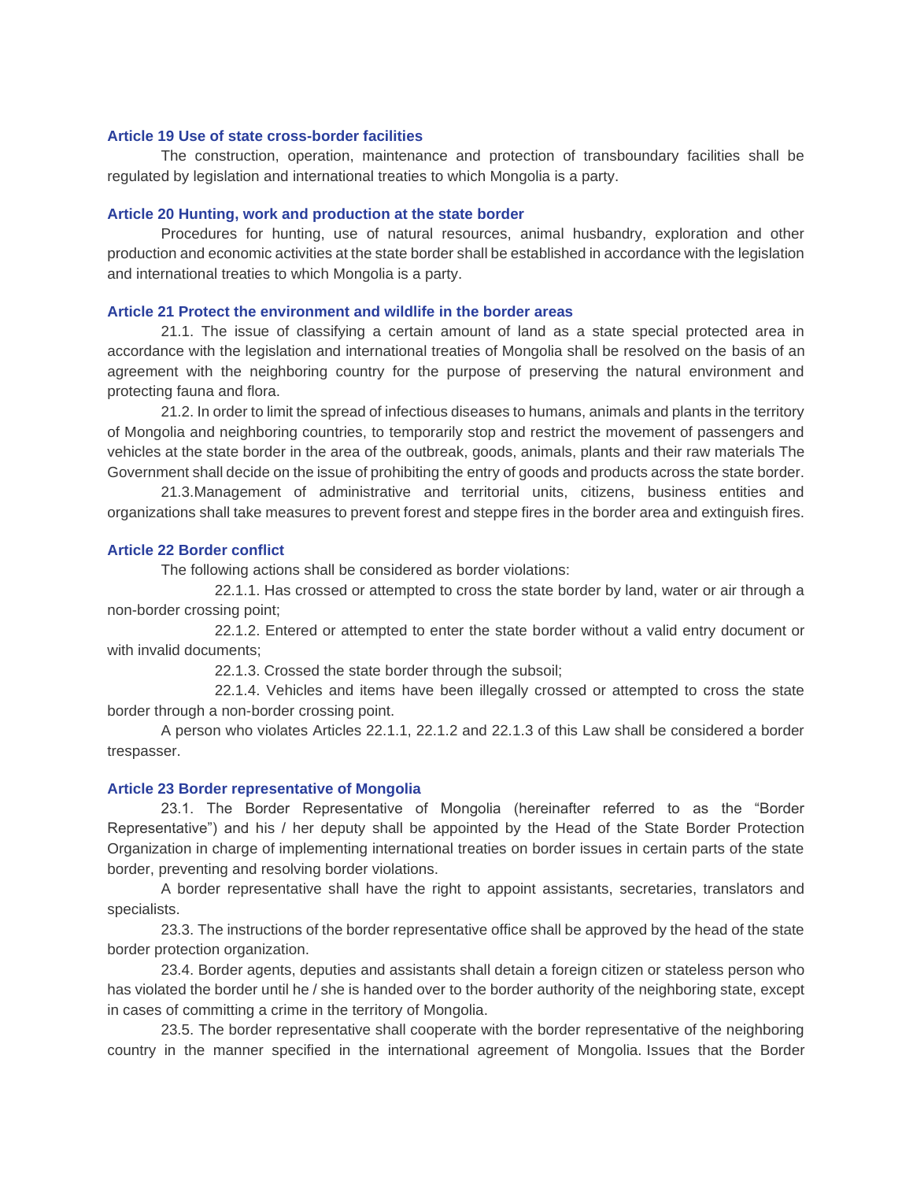### Article 19 Use of state cross-border facilities

The construction, operation, maintenance and protection of transboundary facilities shall be regulated by legislation and international treaties to which Mongolia is a party.

### Article 20 Hunting, work and production at the state border

Procedures for hunting, use of natural resources, animal husbandry, exploration and other production and economic activities at the state border shall be established in accordance with the legislation and international treaties to which Mongolia is a party.

### Article 21 Protect the environment and wildlife in the border areas

21.1. The issue of classifying a certain amount of land as a state special protected area in accordance with the legislation and international treaties of Mongolia shall be resolved on the basis of an agreement with the neighboring country for the purpose of preserving the natural environment and protecting fauna and flora.

21.2. In order to limit the spread of infectious diseases to humans, animals and plants in the territory of Mongolia and neighboring countries, to temporarily stop and restrict the movement of passengers and vehicles at the state border in the area of the outbreak, goods, animals, plants and their raw materials The Government shall decide on the issue of prohibiting the entry of goods and products across the state border.

21.3.Management of administrative and territorial units, citizens, business entities and organizations shall take measures to prevent forest and steppe fires in the border area and extinguish fires.

### Article 22 Border conflict

The following actions shall be considered as border violations:

22.1.1. Has crossed or attempted to cross the state border by land, water or air through a non-border crossing point;

22.1.2. Entered or attempted to enter the state border without a valid entry document or with invalid documents;

22.1.3. Crossed the state border through the subsoil;

22.1.4. Vehicles and items have been illegally crossed or attempted to cross the state border through a non-border crossing point.

A person who violates Articles 22.1.1, 22.1.2 and 22.1.3 of this Law shall be considered a border trespasser.

### Article 23 Border representative of Mongolia

23.1. The Border Representative of Mongolia (hereinafter referred to as the "Border Representative") and his / her deputy shall be appointed by the Head of the State Border Protection Organization in charge of implementing international treaties on border issues in certain parts of the state border, preventing and resolving border violations.

A border representative shall have the right to appoint assistants, secretaries, translators and specialists.

23.3. The instructions of the border representative office shall be approved by the head of the state border protection organization.

23.4. Border agents, deputies and assistants shall detain a foreign citizen or stateless person who has violated the border until he / she is handed over to the border authority of the neighboring state, except in cases of committing a crime in the territory of Mongolia.

23.5. The border representative shall cooperate with the border representative of the neighboring country in the manner specified in the international agreement of Mongolia. Issues that the Border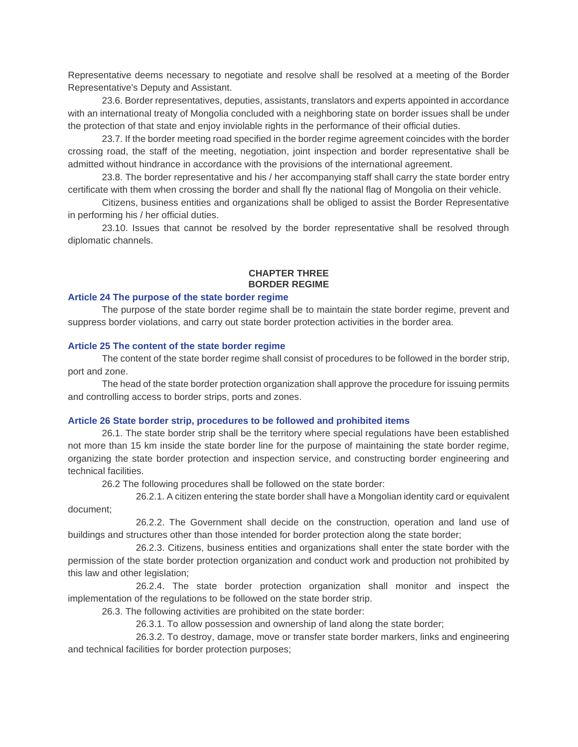Representative deems necessary to negotiate and resolve shall be resolved at a meeting of the Border Representative's Deputy and Assistant.

23.6. Border representatives, deputies, assistants, translators and experts appointed in accordance with an international treaty of Mongolia concluded with a neighboring state on border issues shall be under the protection of that state and enjoy inviolable rights in the performance of their official duties.

23.7. If the border meeting road specified in the border regime agreement coincides with the border crossing road, the staff of the meeting, negotiation, joint inspection and border representative shall be admitted without hindrance in accordance with the provisions of the international agreement.

23.8. The border representative and his / her accompanying staff shall carry the state border entry certificate with them when crossing the border and shall fly the national flag of Mongolia on their vehicle.

Citizens, business entities and organizations shall be obliged to assist the Border Representative in performing his / her official duties.

23.10. Issues that cannot be resolved by the border representative shall be resolved through diplomatic channels.

## CHAPTER THREE
## BORDER REGIME

### Article 24 The purpose of the state border regime

The purpose of the state border regime shall be to maintain the state border regime, prevent and suppress border violations, and carry out state border protection activities in the border area.

### Article 25 The content of the state border regime

The content of the state border regime shall consist of procedures to be followed in the border strip, port and zone.

The head of the state border protection organization shall approve the procedure for issuing permits and controlling access to border strips, ports and zones.

### Article 26 State border strip, procedures to be followed and prohibited items

26.1. The state border strip shall be the territory where special regulations have been established not more than 15 km inside the state border line for the purpose of maintaining the state border regime, organizing the state border protection and inspection service, and constructing border engineering and technical facilities.

26.2 The following procedures shall be followed on the state border:

26.2.1. A citizen entering the state border shall have a Mongolian identity card or equivalent document;

26.2.2. The Government shall decide on the construction, operation and land use of buildings and structures other than those intended for border protection along the state border;

26.2.3. Citizens, business entities and organizations shall enter the state border with the permission of the state border protection organization and conduct work and production not prohibited by this law and other legislation;

26.2.4. The state border protection organization shall monitor and inspect the implementation of the regulations to be followed on the state border strip.

26.3. The following activities are prohibited on the state border:

26.3.1. To allow possession and ownership of land along the state border;

26.3.2. To destroy, damage, move or transfer state border markers, links and engineering and technical facilities for border protection purposes;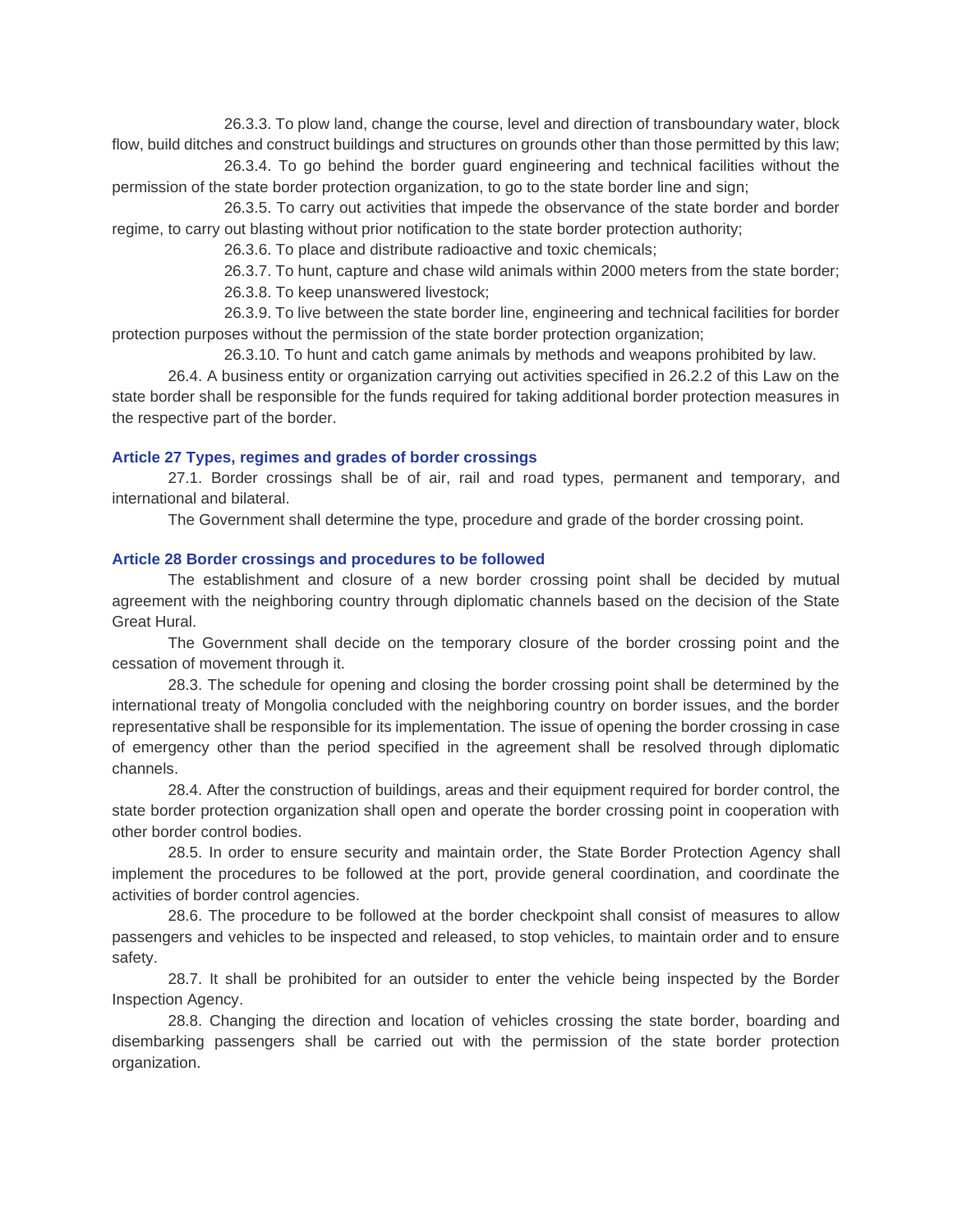26.3.3. To plow land, change the course, level and direction of transboundary water, block flow, build ditches and construct buildings and structures on grounds other than those permitted by this law;

26.3.4. To go behind the border guard engineering and technical facilities without the permission of the state border protection organization, to go to the state border line and sign;

26.3.5. To carry out activities that impede the observance of the state border and border regime, to carry out blasting without prior notification to the state border protection authority;

26.3.6. To place and distribute radioactive and toxic chemicals;

26.3.7. To hunt, capture and chase wild animals within 2000 meters from the state border;

26.3.8. To keep unanswered livestock;

26.3.9. To live between the state border line, engineering and technical facilities for border protection purposes without the permission of the state border protection organization;

26.3.10. To hunt and catch game animals by methods and weapons prohibited by law.

26.4. A business entity or organization carrying out activities specified in 26.2.2 of this Law on the state border shall be responsible for the funds required for taking additional border protection measures in the respective part of the border.

### Article 27 Types, regimes and grades of border crossings

27.1. Border crossings shall be of air, rail and road types, permanent and temporary, and international and bilateral.

The Government shall determine the type, procedure and grade of the border crossing point.

### Article 28 Border crossings and procedures to be followed

The establishment and closure of a new border crossing point shall be decided by mutual agreement with the neighboring country through diplomatic channels based on the decision of the State Great Hural.

The Government shall decide on the temporary closure of the border crossing point and the cessation of movement through it.

28.3. The schedule for opening and closing the border crossing point shall be determined by the international treaty of Mongolia concluded with the neighboring country on border issues, and the border representative shall be responsible for its implementation. The issue of opening the border crossing in case of emergency other than the period specified in the agreement shall be resolved through diplomatic channels.

28.4. After the construction of buildings, areas and their equipment required for border control, the state border protection organization shall open and operate the border crossing point in cooperation with other border control bodies.

28.5. In order to ensure security and maintain order, the State Border Protection Agency shall implement the procedures to be followed at the port, provide general coordination, and coordinate the activities of border control agencies.

28.6. The procedure to be followed at the border checkpoint shall consist of measures to allow passengers and vehicles to be inspected and released, to stop vehicles, to maintain order and to ensure safety.

28.7. It shall be prohibited for an outsider to enter the vehicle being inspected by the Border Inspection Agency.

28.8. Changing the direction and location of vehicles crossing the state border, boarding and disembarking passengers shall be carried out with the permission of the state border protection organization.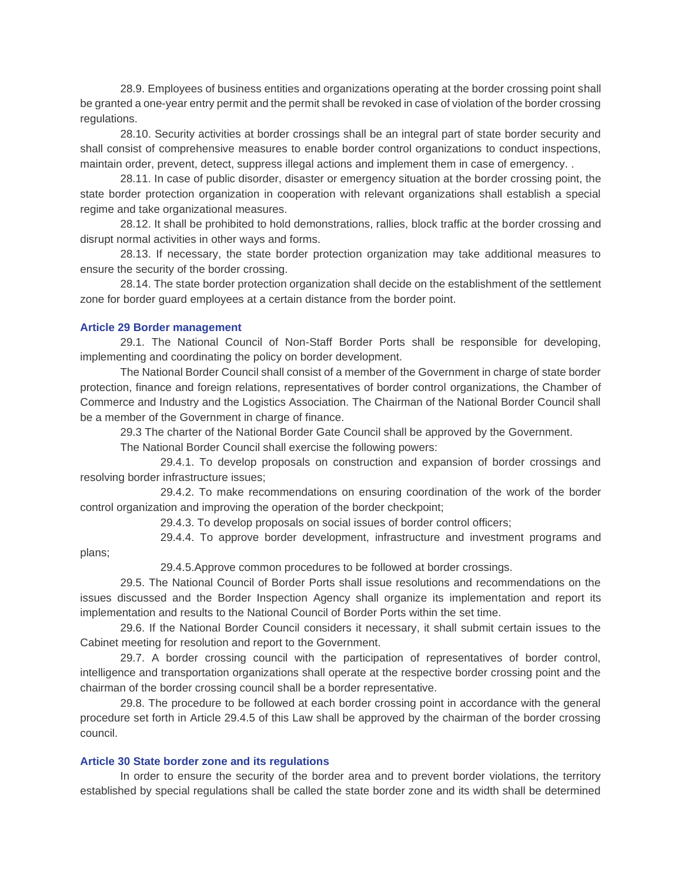28.9. Employees of business entities and organizations operating at the border crossing point shall be granted a one-year entry permit and the permit shall be revoked in case of violation of the border crossing regulations.

28.10. Security activities at border crossings shall be an integral part of state border security and shall consist of comprehensive measures to enable border control organizations to conduct inspections, maintain order, prevent, detect, suppress illegal actions and implement them in case of emergency. .

28.11. In case of public disorder, disaster or emergency situation at the border crossing point, the state border protection organization in cooperation with relevant organizations shall establish a special regime and take organizational measures.

28.12. It shall be prohibited to hold demonstrations, rallies, block traffic at the border crossing and disrupt normal activities in other ways and forms.

28.13. If necessary, the state border protection organization may take additional measures to ensure the security of the border crossing.

28.14. The state border protection organization shall decide on the establishment of the settlement zone for border guard employees at a certain distance from the border point.

### Article 29 Border management

29.1. The National Council of Non-Staff Border Ports shall be responsible for developing, implementing and coordinating the policy on border development.

The National Border Council shall consist of a member of the Government in charge of state border protection, finance and foreign relations, representatives of border control organizations, the Chamber of Commerce and Industry and the Logistics Association. The Chairman of the National Border Council shall be a member of the Government in charge of finance.

29.3 The charter of the National Border Gate Council shall be approved by the Government.

The National Border Council shall exercise the following powers:

29.4.1. To develop proposals on construction and expansion of border crossings and resolving border infrastructure issues;

29.4.2. To make recommendations on ensuring coordination of the work of the border control organization and improving the operation of the border checkpoint;

29.4.3. To develop proposals on social issues of border control officers;

29.4.4. To approve border development, infrastructure and investment programs and plans;

29.4.5.Approve common procedures to be followed at border crossings.

29.5. The National Council of Border Ports shall issue resolutions and recommendations on the issues discussed and the Border Inspection Agency shall organize its implementation and report its implementation and results to the National Council of Border Ports within the set time.

29.6. If the National Border Council considers it necessary, it shall submit certain issues to the Cabinet meeting for resolution and report to the Government.

29.7. A border crossing council with the participation of representatives of border control, intelligence and transportation organizations shall operate at the respective border crossing point and the chairman of the border crossing council shall be a border representative.

29.8. The procedure to be followed at each border crossing point in accordance with the general procedure set forth in Article 29.4.5 of this Law shall be approved by the chairman of the border crossing council.

### Article 30 State border zone and its regulations

In order to ensure the security of the border area and to prevent border violations, the territory established by special regulations shall be called the state border zone and its width shall be determined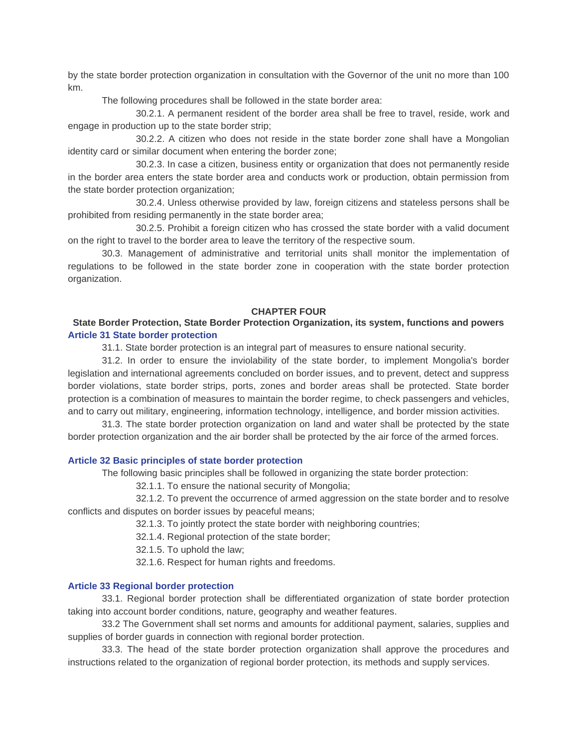by the state border protection organization in consultation with the Governor of the unit no more than 100 km.

The following procedures shall be followed in the state border area:

30.2.1. A permanent resident of the border area shall be free to travel, reside, work and engage in production up to the state border strip;

30.2.2. A citizen who does not reside in the state border zone shall have a Mongolian identity card or similar document when entering the border zone;

30.2.3. In case a citizen, business entity or organization that does not permanently reside in the border area enters the state border area and conducts work or production, obtain permission from the state border protection organization;

30.2.4. Unless otherwise provided by law, foreign citizens and stateless persons shall be prohibited from residing permanently in the state border area;

30.2.5. Prohibit a foreign citizen who has crossed the state border with a valid document on the right to travel to the border area to leave the territory of the respective soum.

30.3. Management of administrative and territorial units shall monitor the implementation of regulations to be followed in the state border zone in cooperation with the state border protection organization.

## CHAPTER FOUR

## State Border Protection, State Border Protection Organization, its system, functions and powers

### Article 31 State border protection

31.1. State border protection is an integral part of measures to ensure national security.

31.2. In order to ensure the inviolability of the state border, to implement Mongolia's border legislation and international agreements concluded on border issues, and to prevent, detect and suppress border violations, state border strips, ports, zones and border areas shall be protected. State border protection is a combination of measures to maintain the border regime, to check passengers and vehicles, and to carry out military, engineering, information technology, intelligence, and border mission activities.

31.3. The state border protection organization on land and water shall be protected by the state border protection organization and the air border shall be protected by the air force of the armed forces.

### Article 32 Basic principles of state border protection

The following basic principles shall be followed in organizing the state border protection:

32.1.1. To ensure the national security of Mongolia;

32.1.2. To prevent the occurrence of armed aggression on the state border and to resolve conflicts and disputes on border issues by peaceful means;

32.1.3. To jointly protect the state border with neighboring countries;

32.1.4. Regional protection of the state border;

32.1.5. To uphold the law;

32.1.6. Respect for human rights and freedoms.

### Article 33 Regional border protection

33.1. Regional border protection shall be differentiated organization of state border protection taking into account border conditions, nature, geography and weather features.

33.2 The Government shall set norms and amounts for additional payment, salaries, supplies and supplies of border guards in connection with regional border protection.

33.3. The head of the state border protection organization shall approve the procedures and instructions related to the organization of regional border protection, its methods and supply services.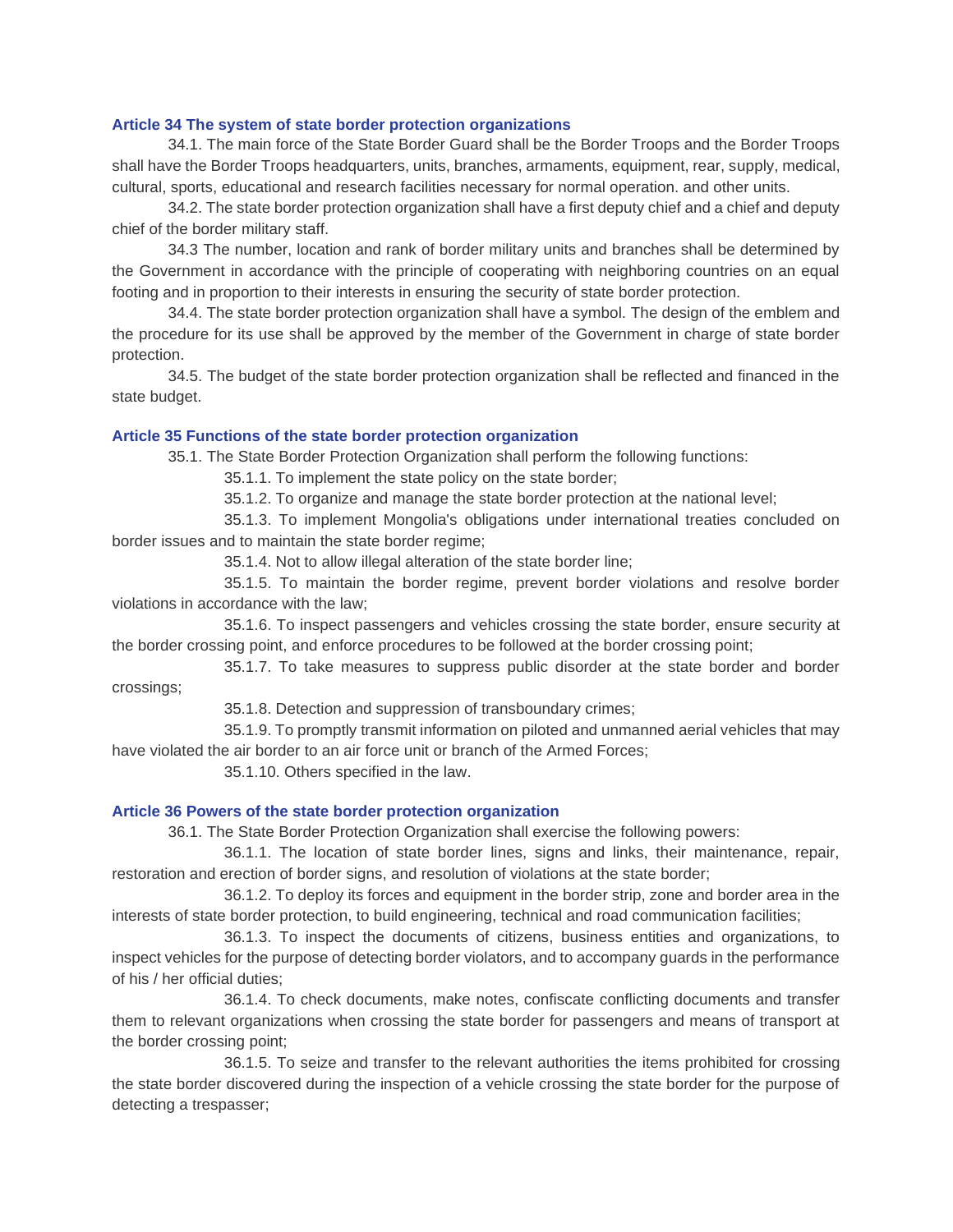### Article 34 The system of state border protection organizations

34.1. The main force of the State Border Guard shall be the Border Troops and the Border Troops shall have the Border Troops headquarters, units, branches, armaments, equipment, rear, supply, medical, cultural, sports, educational and research facilities necessary for normal operation. and other units.

34.2. The state border protection organization shall have a first deputy chief and a chief and deputy chief of the border military staff.

34.3 The number, location and rank of border military units and branches shall be determined by the Government in accordance with the principle of cooperating with neighboring countries on an equal footing and in proportion to their interests in ensuring the security of state border protection.

34.4. The state border protection organization shall have a symbol. The design of the emblem and the procedure for its use shall be approved by the member of the Government in charge of state border protection.

34.5. The budget of the state border protection organization shall be reflected and financed in the state budget.

### Article 35 Functions of the state border protection organization

35.1. The State Border Protection Organization shall perform the following functions:

35.1.1. To implement the state policy on the state border;

35.1.2. To organize and manage the state border protection at the national level;

35.1.3. To implement Mongolia's obligations under international treaties concluded on border issues and to maintain the state border regime;

35.1.4. Not to allow illegal alteration of the state border line;

35.1.5. To maintain the border regime, prevent border violations and resolve border violations in accordance with the law;

35.1.6. To inspect passengers and vehicles crossing the state border, ensure security at the border crossing point, and enforce procedures to be followed at the border crossing point;

35.1.7. To take measures to suppress public disorder at the state border and border crossings;

35.1.8. Detection and suppression of transboundary crimes;

35.1.9. To promptly transmit information on piloted and unmanned aerial vehicles that may have violated the air border to an air force unit or branch of the Armed Forces;

35.1.10. Others specified in the law.

### Article 36 Powers of the state border protection organization

36.1. The State Border Protection Organization shall exercise the following powers:

36.1.1. The location of state border lines, signs and links, their maintenance, repair, restoration and erection of border signs, and resolution of violations at the state border;

36.1.2. To deploy its forces and equipment in the border strip, zone and border area in the interests of state border protection, to build engineering, technical and road communication facilities;

36.1.3. To inspect the documents of citizens, business entities and organizations, to inspect vehicles for the purpose of detecting border violators, and to accompany guards in the performance of his / her official duties;

36.1.4. To check documents, make notes, confiscate conflicting documents and transfer them to relevant organizations when crossing the state border for passengers and means of transport at the border crossing point;

36.1.5. To seize and transfer to the relevant authorities the items prohibited for crossing the state border discovered during the inspection of a vehicle crossing the state border for the purpose of detecting a trespasser;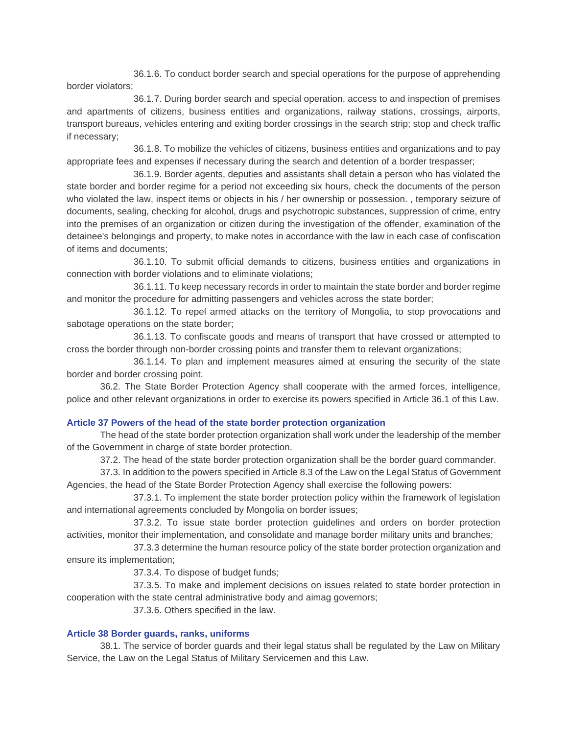36.1.6. To conduct border search and special operations for the purpose of apprehending border violators;

36.1.7. During border search and special operation, access to and inspection of premises and apartments of citizens, business entities and organizations, railway stations, crossings, airports, transport bureaus, vehicles entering and exiting border crossings in the search strip; stop and check traffic if necessary;

36.1.8. To mobilize the vehicles of citizens, business entities and organizations and to pay appropriate fees and expenses if necessary during the search and detention of a border trespasser;

36.1.9. Border agents, deputies and assistants shall detain a person who has violated the state border and border regime for a period not exceeding six hours, check the documents of the person who violated the law, inspect items or objects in his / her ownership or possession. , temporary seizure of documents, sealing, checking for alcohol, drugs and psychotropic substances, suppression of crime, entry into the premises of an organization or citizen during the investigation of the offender, examination of the detainee's belongings and property, to make notes in accordance with the law in each case of confiscation of items and documents;

36.1.10. To submit official demands to citizens, business entities and organizations in connection with border violations and to eliminate violations;

36.1.11. To keep necessary records in order to maintain the state border and border regime and monitor the procedure for admitting passengers and vehicles across the state border;

36.1.12. To repel armed attacks on the territory of Mongolia, to stop provocations and sabotage operations on the state border;

36.1.13. To confiscate goods and means of transport that have crossed or attempted to cross the border through non-border crossing points and transfer them to relevant organizations;

36.1.14. To plan and implement measures aimed at ensuring the security of the state border and border crossing point.

36.2. The State Border Protection Agency shall cooperate with the armed forces, intelligence, police and other relevant organizations in order to exercise its powers specified in Article 36.1 of this Law.

### Article 37 Powers of the head of the state border protection organization

The head of the state border protection organization shall work under the leadership of the member of the Government in charge of state border protection.

37.2. The head of the state border protection organization shall be the border guard commander.

37.3. In addition to the powers specified in Article 8.3 of the Law on the Legal Status of Government Agencies, the head of the State Border Protection Agency shall exercise the following powers:

37.3.1. To implement the state border protection policy within the framework of legislation and international agreements concluded by Mongolia on border issues;

37.3.2. To issue state border protection guidelines and orders on border protection activities, monitor their implementation, and consolidate and manage border military units and branches;

37.3.3 determine the human resource policy of the state border protection organization and ensure its implementation;

37.3.4. To dispose of budget funds;

37.3.5. To make and implement decisions on issues related to state border protection in cooperation with the state central administrative body and aimag governors;

37.3.6. Others specified in the law.

### Article 38 Border guards, ranks, uniforms

38.1. The service of border guards and their legal status shall be regulated by the Law on Military Service, the Law on the Legal Status of Military Servicemen and this Law.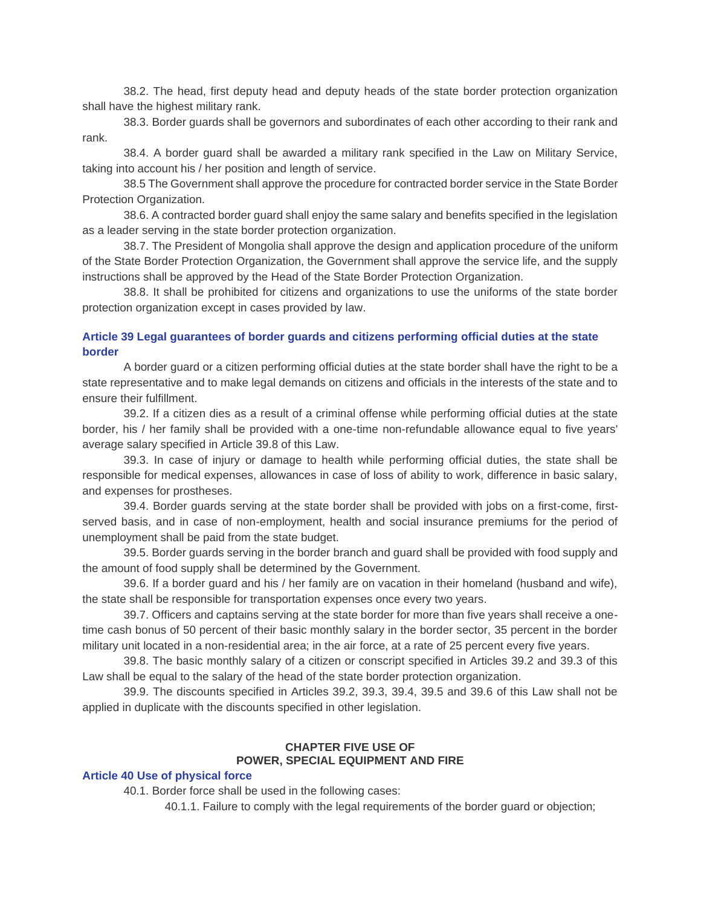38.2. The head, first deputy head and deputy heads of the state border protection organization shall have the highest military rank.

38.3. Border guards shall be governors and subordinates of each other according to their rank and rank.

38.4. A border guard shall be awarded a military rank specified in the Law on Military Service, taking into account his / her position and length of service.

38.5 The Government shall approve the procedure for contracted border service in the State Border Protection Organization.

38.6. A contracted border guard shall enjoy the same salary and benefits specified in the legislation as a leader serving in the state border protection organization.

38.7. The President of Mongolia shall approve the design and application procedure of the uniform of the State Border Protection Organization, the Government shall approve the service life, and the supply instructions shall be approved by the Head of the State Border Protection Organization.

38.8. It shall be prohibited for citizens and organizations to use the uniforms of the state border protection organization except in cases provided by law.

### Article 39 Legal guarantees of border guards and citizens performing official duties at the state border

A border guard or a citizen performing official duties at the state border shall have the right to be a state representative and to make legal demands on citizens and officials in the interests of the state and to ensure their fulfillment.

39.2. If a citizen dies as a result of a criminal offense while performing official duties at the state border, his / her family shall be provided with a one-time non-refundable allowance equal to five years' average salary specified in Article 39.8 of this Law.

39.3. In case of injury or damage to health while performing official duties, the state shall be responsible for medical expenses, allowances in case of loss of ability to work, difference in basic salary, and expenses for prostheses.

39.4. Border guards serving at the state border shall be provided with jobs on a first-come, first-served basis, and in case of non-employment, health and social insurance premiums for the period of unemployment shall be paid from the state budget.

39.5. Border guards serving in the border branch and guard shall be provided with food supply and the amount of food supply shall be determined by the Government.

39.6. If a border guard and his / her family are on vacation in their homeland (husband and wife), the state shall be responsible for transportation expenses once every two years.

39.7. Officers and captains serving at the state border for more than five years shall receive a one-time cash bonus of 50 percent of their basic monthly salary in the border sector, 35 percent in the border military unit located in a non-residential area; in the air force, at a rate of 25 percent every five years.

39.8. The basic monthly salary of a citizen or conscript specified in Articles 39.2 and 39.3 of this Law shall be equal to the salary of the head of the state border protection organization.

39.9. The discounts specified in Articles 39.2, 39.3, 39.4, 39.5 and 39.6 of this Law shall not be applied in duplicate with the discounts specified in other legislation.

## CHAPTER FIVE USE OF POWER, SPECIAL EQUIPMENT AND FIRE

### Article 40 Use of physical force

40.1. Border force shall be used in the following cases:

40.1.1. Failure to comply with the legal requirements of the border guard or objection;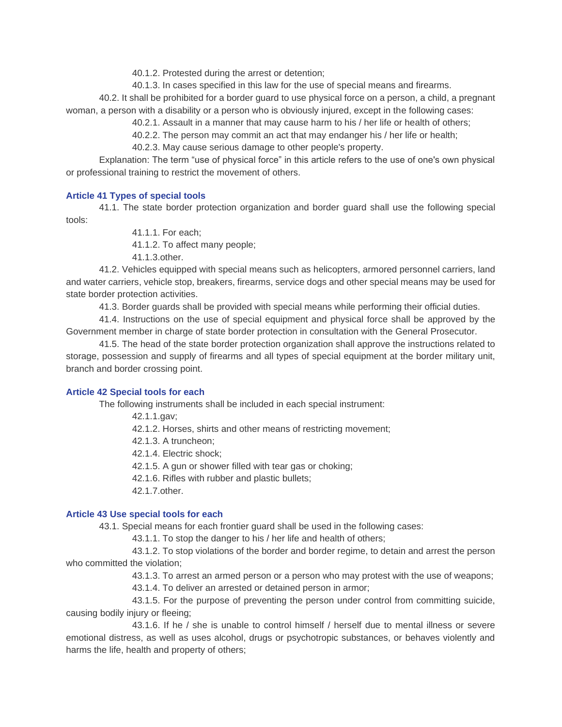40.1.2. Protested during the arrest or detention;

40.1.3. In cases specified in this law for the use of special means and firearms.

40.2. It shall be prohibited for a border guard to use physical force on a person, a child, a pregnant woman, a person with a disability or a person who is obviously injured, except in the following cases:

40.2.1. Assault in a manner that may cause harm to his / her life or health of others;

40.2.2. The person may commit an act that may endanger his / her life or health;

40.2.3. May cause serious damage to other people's property.

Explanation: The term "use of physical force" in this article refers to the use of one's own physical or professional training to restrict the movement of others.

### Article 41 Types of special tools

41.1. The state border protection organization and border guard shall use the following special tools:

41.1.1. For each;

41.1.2. To affect many people;

41.1.3.other.

41.2. Vehicles equipped with special means such as helicopters, armored personnel carriers, land and water carriers, vehicle stop, breakers, firearms, service dogs and other special means may be used for state border protection activities.

41.3. Border guards shall be provided with special means while performing their official duties.

41.4. Instructions on the use of special equipment and physical force shall be approved by the Government member in charge of state border protection in consultation with the General Prosecutor.

41.5. The head of the state border protection organization shall approve the instructions related to storage, possession and supply of firearms and all types of special equipment at the border military unit, branch and border crossing point.

### Article 42 Special tools for each

The following instruments shall be included in each special instrument:

42.1.1.gav;

42.1.2. Horses, shirts and other means of restricting movement;

42.1.3. A truncheon;

42.1.4. Electric shock;

42.1.5. A gun or shower filled with tear gas or choking;

42.1.6. Rifles with rubber and plastic bullets;

42.1.7.other.

### Article 43 Use special tools for each

43.1. Special means for each frontier guard shall be used in the following cases:

43.1.1. To stop the danger to his / her life and health of others;

43.1.2. To stop violations of the border and border regime, to detain and arrest the person who committed the violation;

43.1.3. To arrest an armed person or a person who may protest with the use of weapons;

43.1.4. To deliver an arrested or detained person in armor;

43.1.5. For the purpose of preventing the person under control from committing suicide, causing bodily injury or fleeing;

43.1.6. If he / she is unable to control himself / herself due to mental illness or severe emotional distress, as well as uses alcohol, drugs or psychotropic substances, or behaves violently and harms the life, health and property of others;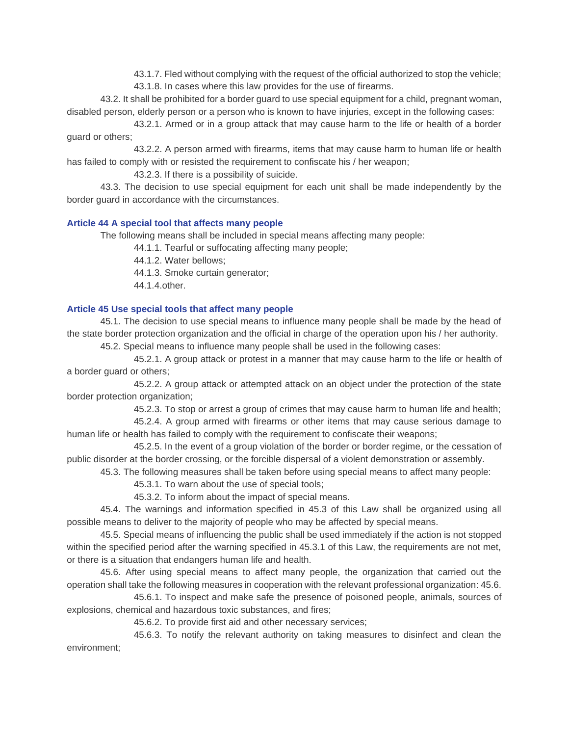43.1.7. Fled without complying with the request of the official authorized to stop the vehicle;

43.1.8. In cases where this law provides for the use of firearms.

43.2. It shall be prohibited for a border guard to use special equipment for a child, pregnant woman, disabled person, elderly person or a person who is known to have injuries, except in the following cases:

43.2.1. Armed or in a group attack that may cause harm to the life or health of a border guard or others;

43.2.2. A person armed with firearms, items that may cause harm to human life or health has failed to comply with or resisted the requirement to confiscate his / her weapon;

43.2.3. If there is a possibility of suicide.

43.3. The decision to use special equipment for each unit shall be made independently by the border guard in accordance with the circumstances.

### Article 44 A special tool that affects many people

The following means shall be included in special means affecting many people:

44.1.1. Tearful or suffocating affecting many people;

44.1.2. Water bellows;

44.1.3. Smoke curtain generator;

44.1.4.other.

### Article 45 Use special tools that affect many people

45.1. The decision to use special means to influence many people shall be made by the head of the state border protection organization and the official in charge of the operation upon his / her authority.

45.2. Special means to influence many people shall be used in the following cases:

45.2.1. A group attack or protest in a manner that may cause harm to the life or health of a border guard or others;

45.2.2. A group attack or attempted attack on an object under the protection of the state border protection organization;

45.2.3. To stop or arrest a group of crimes that may cause harm to human life and health;

45.2.4. A group armed with firearms or other items that may cause serious damage to human life or health has failed to comply with the requirement to confiscate their weapons;

45.2.5. In the event of a group violation of the border or border regime, or the cessation of public disorder at the border crossing, or the forcible dispersal of a violent demonstration or assembly.

45.3. The following measures shall be taken before using special means to affect many people:

45.3.1. To warn about the use of special tools;

45.3.2. To inform about the impact of special means.

45.4. The warnings and information specified in 45.3 of this Law shall be organized using all possible means to deliver to the majority of people who may be affected by special means.

45.5. Special means of influencing the public shall be used immediately if the action is not stopped within the specified period after the warning specified in 45.3.1 of this Law, the requirements are not met, or there is a situation that endangers human life and health.

45.6. After using special means to affect many people, the organization that carried out the operation shall take the following measures in cooperation with the relevant professional organization: 45.6.

45.6.1. To inspect and make safe the presence of poisoned people, animals, sources of explosions, chemical and hazardous toxic substances, and fires;

45.6.2. To provide first aid and other necessary services;

45.6.3. To notify the relevant authority on taking measures to disinfect and clean the environment;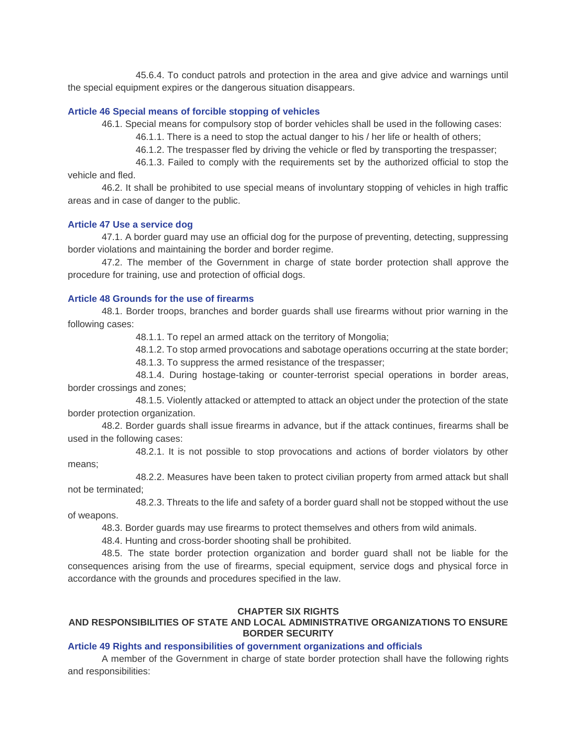45.6.4. To conduct patrols and protection in the area and give advice and warnings until the special equipment expires or the dangerous situation disappears.

### Article 46 Special means of forcible stopping of vehicles

46.1. Special means for compulsory stop of border vehicles shall be used in the following cases:

46.1.1. There is a need to stop the actual danger to his / her life or health of others;

46.1.2. The trespasser fled by driving the vehicle or fled by transporting the trespasser;

46.1.3. Failed to comply with the requirements set by the authorized official to stop the vehicle and fled.

46.2. It shall be prohibited to use special means of involuntary stopping of vehicles in high traffic areas and in case of danger to the public.

### Article 47 Use a service dog

47.1. A border guard may use an official dog for the purpose of preventing, detecting, suppressing border violations and maintaining the border and border regime.

47.2. The member of the Government in charge of state border protection shall approve the procedure for training, use and protection of official dogs.

### Article 48 Grounds for the use of firearms

48.1. Border troops, branches and border guards shall use firearms without prior warning in the following cases:

48.1.1. To repel an armed attack on the territory of Mongolia;

48.1.2. To stop armed provocations and sabotage operations occurring at the state border;

48.1.3. To suppress the armed resistance of the trespasser;

48.1.4. During hostage-taking or counter-terrorist special operations in border areas, border crossings and zones;

48.1.5. Violently attacked or attempted to attack an object under the protection of the state border protection organization.

48.2. Border guards shall issue firearms in advance, but if the attack continues, firearms shall be used in the following cases:

48.2.1. It is not possible to stop provocations and actions of border violators by other means;

48.2.2. Measures have been taken to protect civilian property from armed attack but shall not be terminated;

48.2.3. Threats to the life and safety of a border guard shall not be stopped without the use of weapons.

48.3. Border guards may use firearms to protect themselves and others from wild animals.

48.4. Hunting and cross-border shooting shall be prohibited.

48.5. The state border protection organization and border guard shall not be liable for the consequences arising from the use of firearms, special equipment, service dogs and physical force in accordance with the grounds and procedures specified in the law.

## CHAPTER SIX RIGHTS AND RESPONSIBILITIES OF STATE AND LOCAL ADMINISTRATIVE ORGANIZATIONS TO ENSURE BORDER SECURITY

### Article 49 Rights and responsibilities of government organizations and officials

A member of the Government in charge of state border protection shall have the following rights and responsibilities: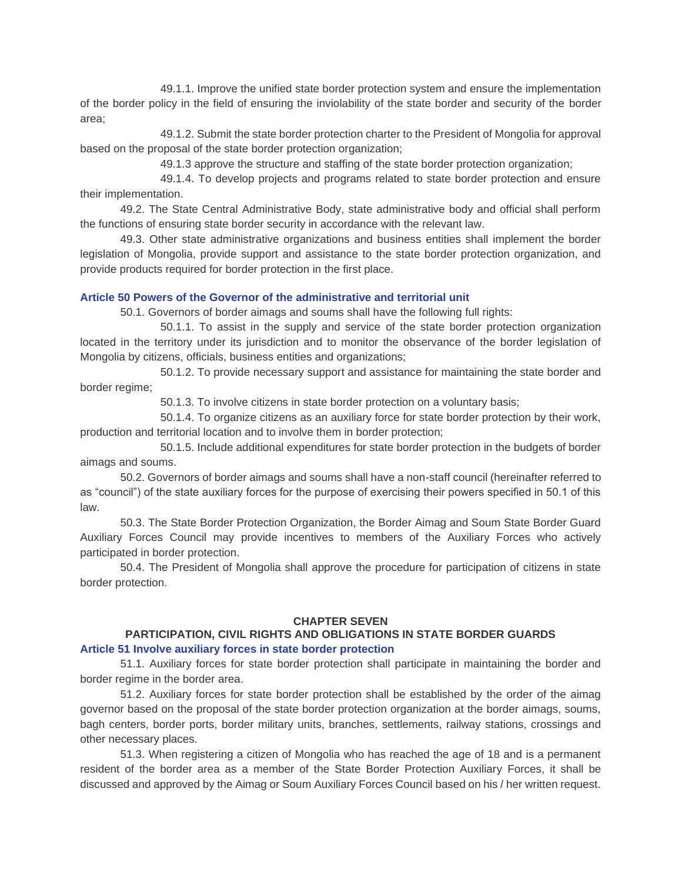49.1.1. Improve the unified state border protection system and ensure the implementation of the border policy in the field of ensuring the inviolability of the state border and security of the border area;

49.1.2. Submit the state border protection charter to the President of Mongolia for approval based on the proposal of the state border protection organization;

49.1.3 approve the structure and staffing of the state border protection organization;

49.1.4. To develop projects and programs related to state border protection and ensure their implementation.

49.2. The State Central Administrative Body, state administrative body and official shall perform the functions of ensuring state border security in accordance with the relevant law.

49.3. Other state administrative organizations and business entities shall implement the border legislation of Mongolia, provide support and assistance to the state border protection organization, and provide products required for border protection in the first place.

### Article 50 Powers of the Governor of the administrative and territorial unit

50.1. Governors of border aimags and soums shall have the following full rights:

50.1.1. To assist in the supply and service of the state border protection organization located in the territory under its jurisdiction and to monitor the observance of the border legislation of Mongolia by citizens, officials, business entities and organizations;

50.1.2. To provide necessary support and assistance for maintaining the state border and border regime;

50.1.3. To involve citizens in state border protection on a voluntary basis;

50.1.4. To organize citizens as an auxiliary force for state border protection by their work, production and territorial location and to involve them in border protection;

50.1.5. Include additional expenditures for state border protection in the budgets of border aimags and soums.

50.2. Governors of border aimags and soums shall have a non-staff council (hereinafter referred to as "council") of the state auxiliary forces for the purpose of exercising their powers specified in 50.1 of this law.

50.3. The State Border Protection Organization, the Border Aimag and Soum State Border Guard Auxiliary Forces Council may provide incentives to members of the Auxiliary Forces who actively participated in border protection.

50.4. The President of Mongolia shall approve the procedure for participation of citizens in state border protection.

## CHAPTER SEVEN
## PARTICIPATION, CIVIL RIGHTS AND OBLIGATIONS IN STATE BORDER GUARDS

### Article 51 Involve auxiliary forces in state border protection

51.1. Auxiliary forces for state border protection shall participate in maintaining the border and border regime in the border area.

51.2. Auxiliary forces for state border protection shall be established by the order of the aimag governor based on the proposal of the state border protection organization at the border aimags, soums, bagh centers, border ports, border military units, branches, settlements, railway stations, crossings and other necessary places.

51.3. When registering a citizen of Mongolia who has reached the age of 18 and is a permanent resident of the border area as a member of the State Border Protection Auxiliary Forces, it shall be discussed and approved by the Aimag or Soum Auxiliary Forces Council based on his / her written request.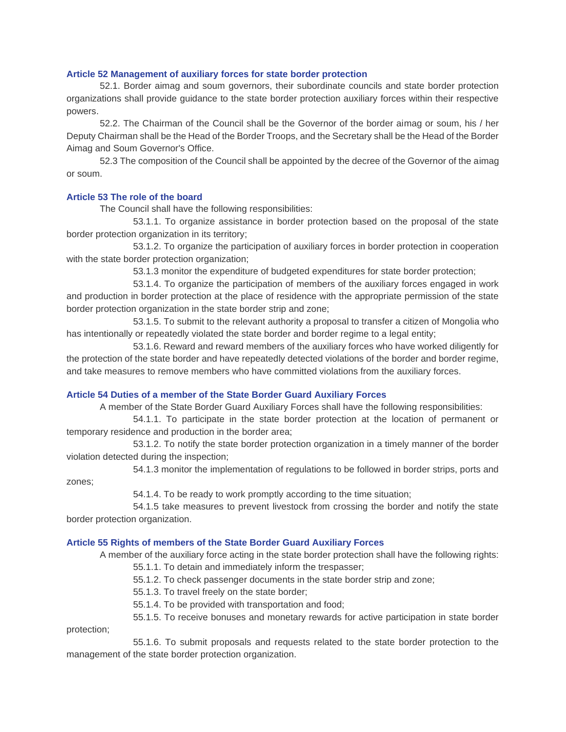### Article 52 Management of auxiliary forces for state border protection

52.1. Border aimag and soum governors, their subordinate councils and state border protection organizations shall provide guidance to the state border protection auxiliary forces within their respective powers.

52.2. The Chairman of the Council shall be the Governor of the border aimag or soum, his / her Deputy Chairman shall be the Head of the Border Troops, and the Secretary shall be the Head of the Border Aimag and Soum Governor's Office.

52.3 The composition of the Council shall be appointed by the decree of the Governor of the aimag or soum.

### Article 53 The role of the board

The Council shall have the following responsibilities:

53.1.1. To organize assistance in border protection based on the proposal of the state border protection organization in its territory;

53.1.2. To organize the participation of auxiliary forces in border protection in cooperation with the state border protection organization;

53.1.3 monitor the expenditure of budgeted expenditures for state border protection;

53.1.4. To organize the participation of members of the auxiliary forces engaged in work and production in border protection at the place of residence with the appropriate permission of the state border protection organization in the state border strip and zone;

53.1.5. To submit to the relevant authority a proposal to transfer a citizen of Mongolia who has intentionally or repeatedly violated the state border and border regime to a legal entity;

53.1.6. Reward and reward members of the auxiliary forces who have worked diligently for the protection of the state border and have repeatedly detected violations of the border and border regime, and take measures to remove members who have committed violations from the auxiliary forces.

### Article 54 Duties of a member of the State Border Guard Auxiliary Forces

A member of the State Border Guard Auxiliary Forces shall have the following responsibilities:

54.1.1. To participate in the state border protection at the location of permanent or temporary residence and production in the border area;

53.1.2. To notify the state border protection organization in a timely manner of the border violation detected during the inspection;

54.1.3 monitor the implementation of regulations to be followed in border strips, ports and zones;

54.1.4. To be ready to work promptly according to the time situation;

54.1.5 take measures to prevent livestock from crossing the border and notify the state border protection organization.

### Article 55 Rights of members of the State Border Guard Auxiliary Forces

A member of the auxiliary force acting in the state border protection shall have the following rights:

55.1.1. To detain and immediately inform the trespasser;

55.1.2. To check passenger documents in the state border strip and zone;

55.1.3. To travel freely on the state border;

55.1.4. To be provided with transportation and food;

55.1.5. To receive bonuses and monetary rewards for active participation in state border protection;

55.1.6. To submit proposals and requests related to the state border protection to the management of the state border protection organization.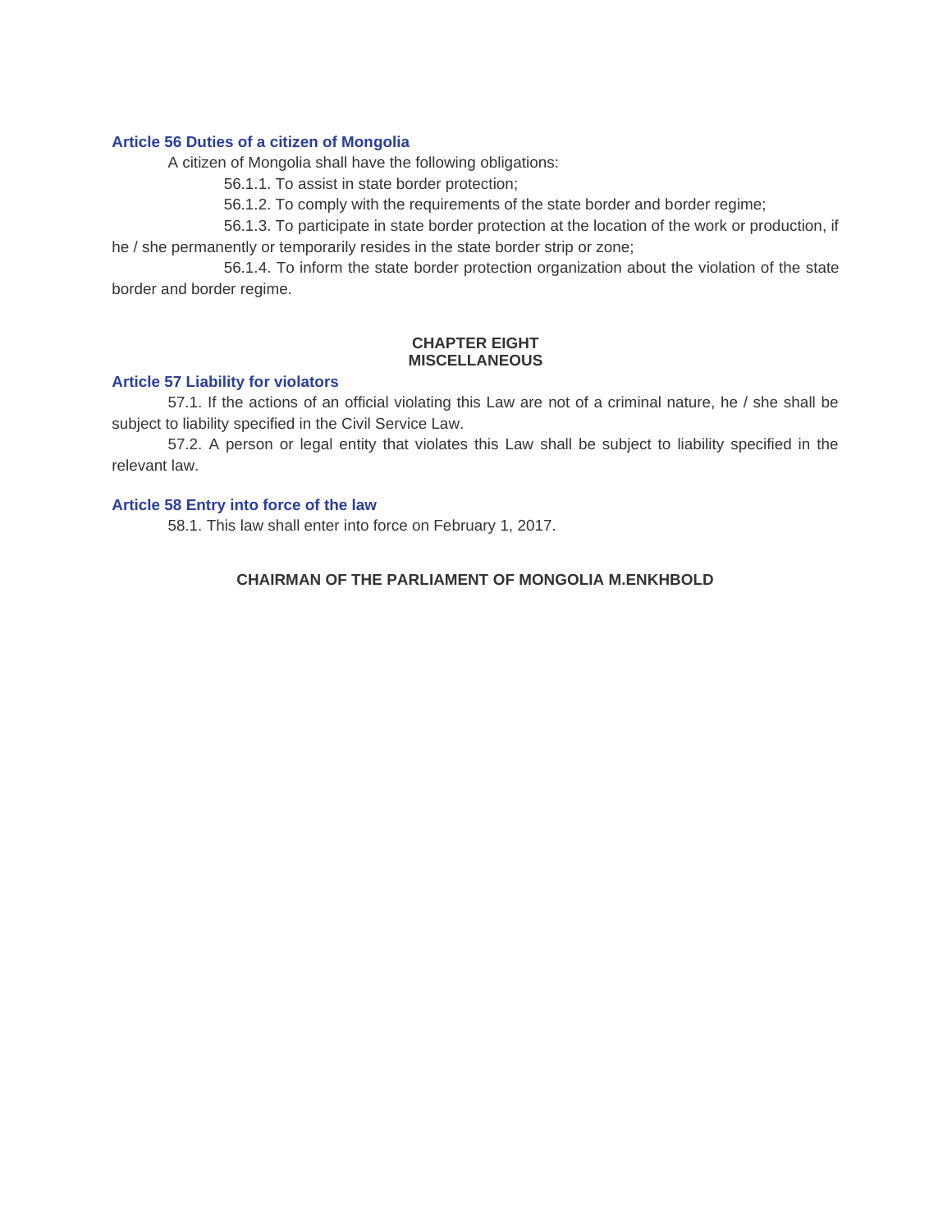### Article 56 Duties of a citizen of Mongolia

A citizen of Mongolia shall have the following obligations:

56.1.1. To assist in state border protection;

56.1.2. To comply with the requirements of the state border and border regime;

56.1.3. To participate in state border protection at the location of the work or production, if he / she permanently or temporarily resides in the state border strip or zone;

56.1.4. To inform the state border protection organization about the violation of the state border and border regime.

## CHAPTER EIGHT
## MISCELLANEOUS

### Article 57 Liability for violators

57.1. If the actions of an official violating this Law are not of a criminal nature, he / she shall be subject to liability specified in the Civil Service Law.

57.2. A person or legal entity that violates this Law shall be subject to liability specified in the relevant law.

### Article 58 Entry into force of the law

58.1. This law shall enter into force on February 1, 2017.

**CHAIRMAN OF THE PARLIAMENT OF MONGOLIA M.ENKHBOLD**